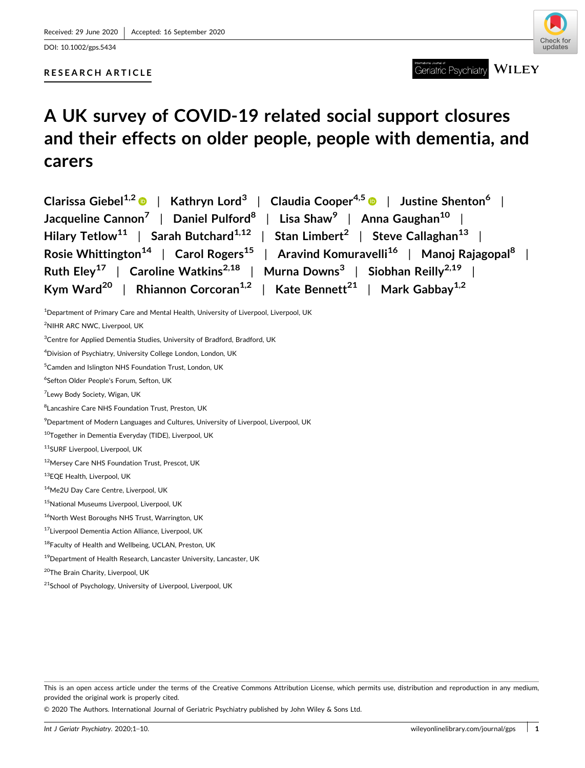Received: 29 June 2020 | Accepted: 16 September 2020

DOI: 10.1002/gps.5434

RESEARCH ARTICLE

# A UK survey of COVID-19 related social support closures and their effects on older people, people with dementia, and carers

Clarissa Giebel[1,2] | Kathryn Lord[3] | Claudia Cooper[4,5] | Justine Shenton[6] | Jacqueline Cannon[7] | Daniel Pulford[8] | Lisa Shaw[9] | Anna Gaughan[10] | Hilary Tetlow[11] | Sarah Butchard[1,12] | Stan Limbert[2] | Steve Callaghan[13] | Rosie Whittington[14] | Carol Rogers[15] | Aravind Komuravelli[16] | Manoj Rajagopal[8] | Ruth Eley[17] | Caroline Watkins[2,18] | Murna Downs[3] | Siobhan Reilly[2,19] | Kym Ward[20] | Rhiannon Corcoran[1,2] | Kate Bennett[21] | Mark Gabbay[1,2]

[1]Department of Primary Care and Mental Health, University of Liverpool, Liverpool, UK

[2]NIHR ARC NWC, Liverpool, UK

[3]Centre for Applied Dementia Studies, University of Bradford, Bradford, UK

[4]Division of Psychiatry, University College London, London, UK

[5]Camden and Islington NHS Foundation Trust, London, UK

[6]Sefton Older People's Forum, Sefton, UK

[7]Lewy Body Society, Wigan, UK

[8]Lancashire Care NHS Foundation Trust, Preston, UK

[9]Department of Modern Languages and Cultures, University of Liverpool, Liverpool, UK

[10]Together in Dementia Everyday (TIDE), Liverpool, UK

[11]SURF Liverpool, Liverpool, UK

[12]Mersey Care NHS Foundation Trust, Prescot, UK

[13]EQE Health, Liverpool, UK

[14]Me2U Day Care Centre, Liverpool, UK

[15]National Museums Liverpool, Liverpool, UK

[16]North West Boroughs NHS Trust, Warrington, UK

[17]Liverpool Dementia Action Alliance, Liverpool, UK

[18]Faculty of Health and Wellbeing, UCLAN, Preston, UK

[19]Department of Health Research, Lancaster University, Lancaster, UK

[20]The Brain Charity, Liverpool, UK

[21]School of Psychology, University of Liverpool, Liverpool, UK

This is an open access article under the terms of the Creative Commons Attribution License, which permits use, distribution and reproduction in any medium, provided the original work is properly cited.

© 2020 The Authors. International Journal of Geriatric Psychiatry published by John Wiley & Sons Ltd.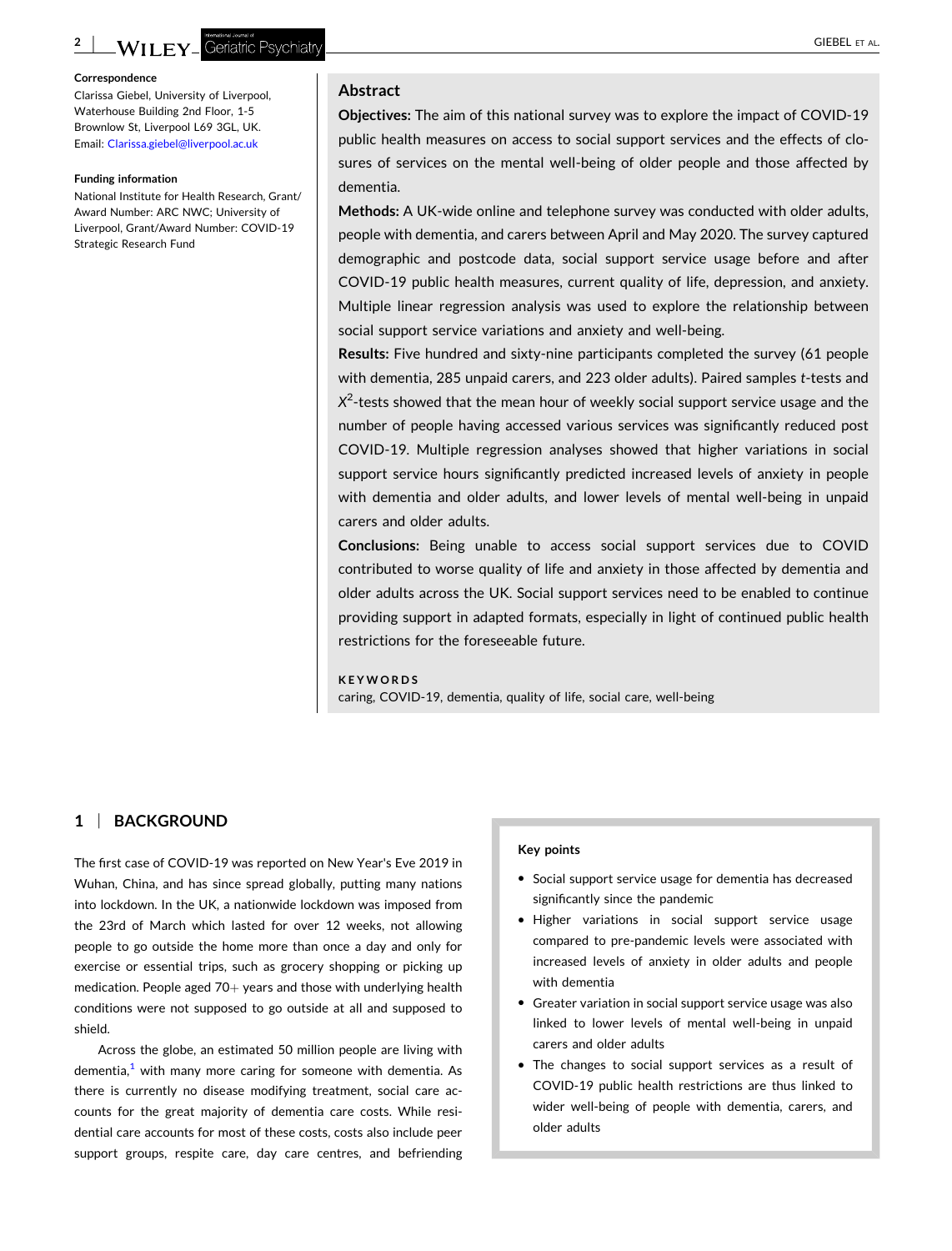**Correspondence**

Clarissa Giebel, University of Liverpool, Waterhouse Building 2nd Floor, 1-5 Brownlow St, Liverpool L69 3GL, UK.
Email: Clarissa.giebel@liverpool.ac.uk

**Funding information**

National Institute for Health Research, Grant/Award Number: ARC NWC; University of Liverpool, Grant/Award Number: COVID-19 Strategic Research Fund

## Abstract

**Objectives:** The aim of this national survey was to explore the impact of COVID-19 public health measures on access to social support services and the effects of closures of services on the mental well-being of older people and those affected by dementia.

**Methods:** A UK-wide online and telephone survey was conducted with older adults, people with dementia, and carers between April and May 2020. The survey captured demographic and postcode data, social support service usage before and after COVID-19 public health measures, current quality of life, depression, and anxiety. Multiple linear regression analysis was used to explore the relationship between social support service variations and anxiety and well-being.

**Results:** Five hundred and sixty-nine participants completed the survey (61 people with dementia, 285 unpaid carers, and 223 older adults). Paired samples *t*-tests and $X^2$-tests showed that the mean hour of weekly social support service usage and the number of people having accessed various services was significantly reduced post COVID-19. Multiple regression analyses showed that higher variations in social support service hours significantly predicted increased levels of anxiety in people with dementia and older adults, and lower levels of mental well-being in unpaid carers and older adults.

**Conclusions:** Being unable to access social support services due to COVID contributed to worse quality of life and anxiety in those affected by dementia and older adults across the UK. Social support services need to be enabled to continue providing support in adapted formats, especially in light of continued public health restrictions for the foreseeable future.

**KEYWORDS**

caring, COVID-19, dementia, quality of life, social care, well-being

## 1 | BACKGROUND

The first case of COVID-19 was reported on New Year's Eve 2019 in Wuhan, China, and has since spread globally, putting many nations into lockdown. In the UK, a nationwide lockdown was imposed from the 23rd of March which lasted for over 12 weeks, not allowing people to go outside the home more than once a day and only for exercise or essential trips, such as grocery shopping or picking up medication. People aged 70+ years and those with underlying health conditions were not supposed to go outside at all and supposed to shield.

Across the globe, an estimated 50 million people are living with dementia,[1] with many more caring for someone with dementia. As there is currently no disease modifying treatment, social care accounts for the great majority of dementia care costs. While residential care accounts for most of these costs, costs also include peer support groups, respite care, day care centres, and befriending

**Key points**

- Social support service usage for dementia has decreased significantly since the pandemic
- Higher variations in social support service usage compared to pre-pandemic levels were associated with increased levels of anxiety in older adults and people with dementia
- Greater variation in social support service usage was also linked to lower levels of mental well-being in unpaid carers and older adults
- The changes to social support services as a result of COVID-19 public health restrictions are thus linked to wider well-being of people with dementia, carers, and older adults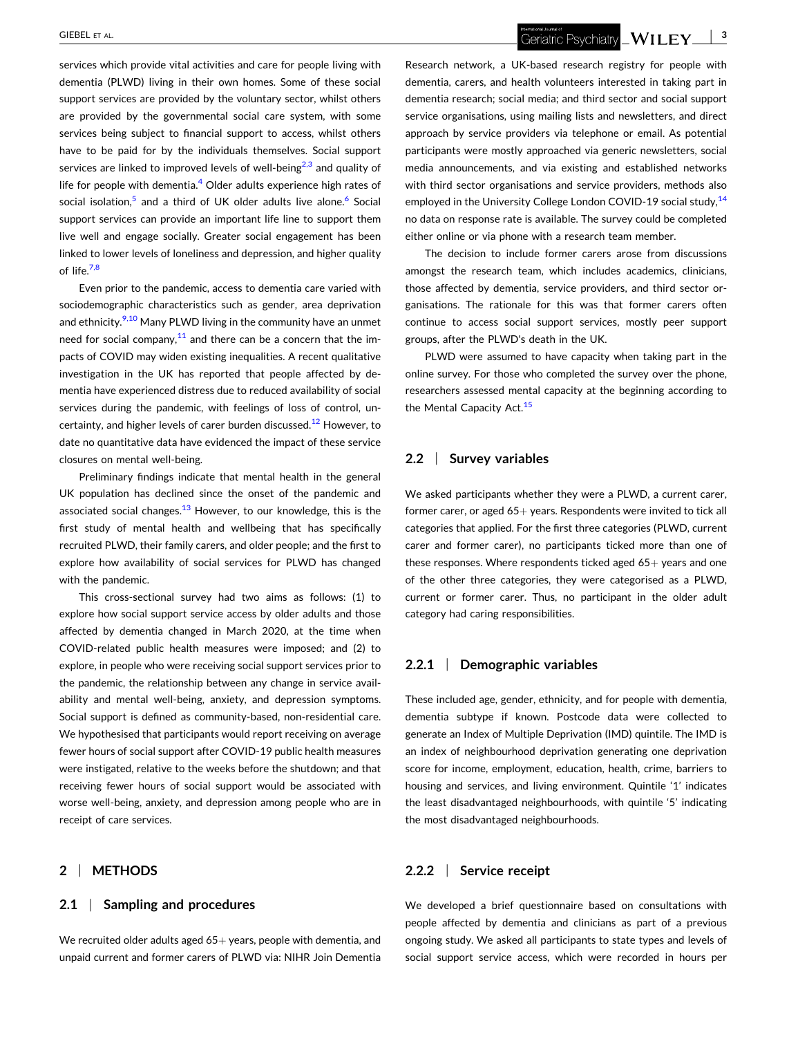services which provide vital activities and care for people living with dementia (PLWD) living in their own homes. Some of these social support services are provided by the voluntary sector, whilst others are provided by the governmental social care system, with some services being subject to financial support to access, whilst others have to be paid for by the individuals themselves. Social support services are linked to improved levels of well-being[2,3] and quality of life for people with dementia.[4] Older adults experience high rates of social isolation,[5] and a third of UK older adults live alone.[6] Social support services can provide an important life line to support them live well and engage socially. Greater social engagement has been linked to lower levels of loneliness and depression, and higher quality of life.[7,8]

Even prior to the pandemic, access to dementia care varied with sociodemographic characteristics such as gender, area deprivation and ethnicity.[9,10] Many PLWD living in the community have an unmet need for social company,[11] and there can be a concern that the impacts of COVID may widen existing inequalities. A recent qualitative investigation in the UK has reported that people affected by dementia have experienced distress due to reduced availability of social services during the pandemic, with feelings of loss of control, uncertainty, and higher levels of carer burden discussed.[12] However, to date no quantitative data have evidenced the impact of these service closures on mental well-being.

Preliminary findings indicate that mental health in the general UK population has declined since the onset of the pandemic and associated social changes.[13] However, to our knowledge, this is the first study of mental health and wellbeing that has specifically recruited PLWD, their family carers, and older people; and the first to explore how availability of social services for PLWD has changed with the pandemic.

This cross-sectional survey had two aims as follows: (1) to explore how social support service access by older adults and those affected by dementia changed in March 2020, at the time when COVID-related public health measures were imposed; and (2) to explore, in people who were receiving social support services prior to the pandemic, the relationship between any change in service availability and mental well-being, anxiety, and depression symptoms. Social support is defined as community-based, non-residential care. We hypothesised that participants would report receiving on average fewer hours of social support after COVID-19 public health measures were instigated, relative to the weeks before the shutdown; and that receiving fewer hours of social support would be associated with worse well-being, anxiety, and depression among people who are in receipt of care services.

## 2 | METHODS

### 2.1 | Sampling and procedures

We recruited older adults aged 65+ years, people with dementia, and unpaid current and former carers of PLWD via: NIHR Join Dementia Research network, a UK-based research registry for people with dementia, carers, and health volunteers interested in taking part in dementia research; social media; and third sector and social support service organisations, using mailing lists and newsletters, and direct approach by service providers via telephone or email. As potential participants were mostly approached via generic newsletters, social media announcements, and via existing and established networks with third sector organisations and service providers, methods also employed in the University College London COVID-19 social study,[14] no data on response rate is available. The survey could be completed either online or via phone with a research team member.

The decision to include former carers arose from discussions amongst the research team, which includes academics, clinicians, those affected by dementia, service providers, and third sector organisations. The rationale for this was that former carers often continue to access social support services, mostly peer support groups, after the PLWD's death in the UK.

PLWD were assumed to have capacity when taking part in the online survey. For those who completed the survey over the phone, researchers assessed mental capacity at the beginning according to the Mental Capacity Act.[15]

### 2.2 | Survey variables

We asked participants whether they were a PLWD, a current carer, former carer, or aged 65+ years. Respondents were invited to tick all categories that applied. For the first three categories (PLWD, current carer and former carer), no participants ticked more than one of these responses. Where respondents ticked aged 65+ years and one of the other three categories, they were categorised as a PLWD, current or former carer. Thus, no participant in the older adult category had caring responsibilities.

#### 2.2.1 | Demographic variables

These included age, gender, ethnicity, and for people with dementia, dementia subtype if known. Postcode data were collected to generate an Index of Multiple Deprivation (IMD) quintile. The IMD is an index of neighbourhood deprivation generating one deprivation score for income, employment, education, health, crime, barriers to housing and services, and living environment. Quintile '1' indicates the least disadvantaged neighbourhoods, with quintile '5' indicating the most disadvantaged neighbourhoods.

#### 2.2.2 | Service receipt

We developed a brief questionnaire based on consultations with people affected by dementia and clinicians as part of a previous ongoing study. We asked all participants to state types and levels of social support service access, which were recorded in hours per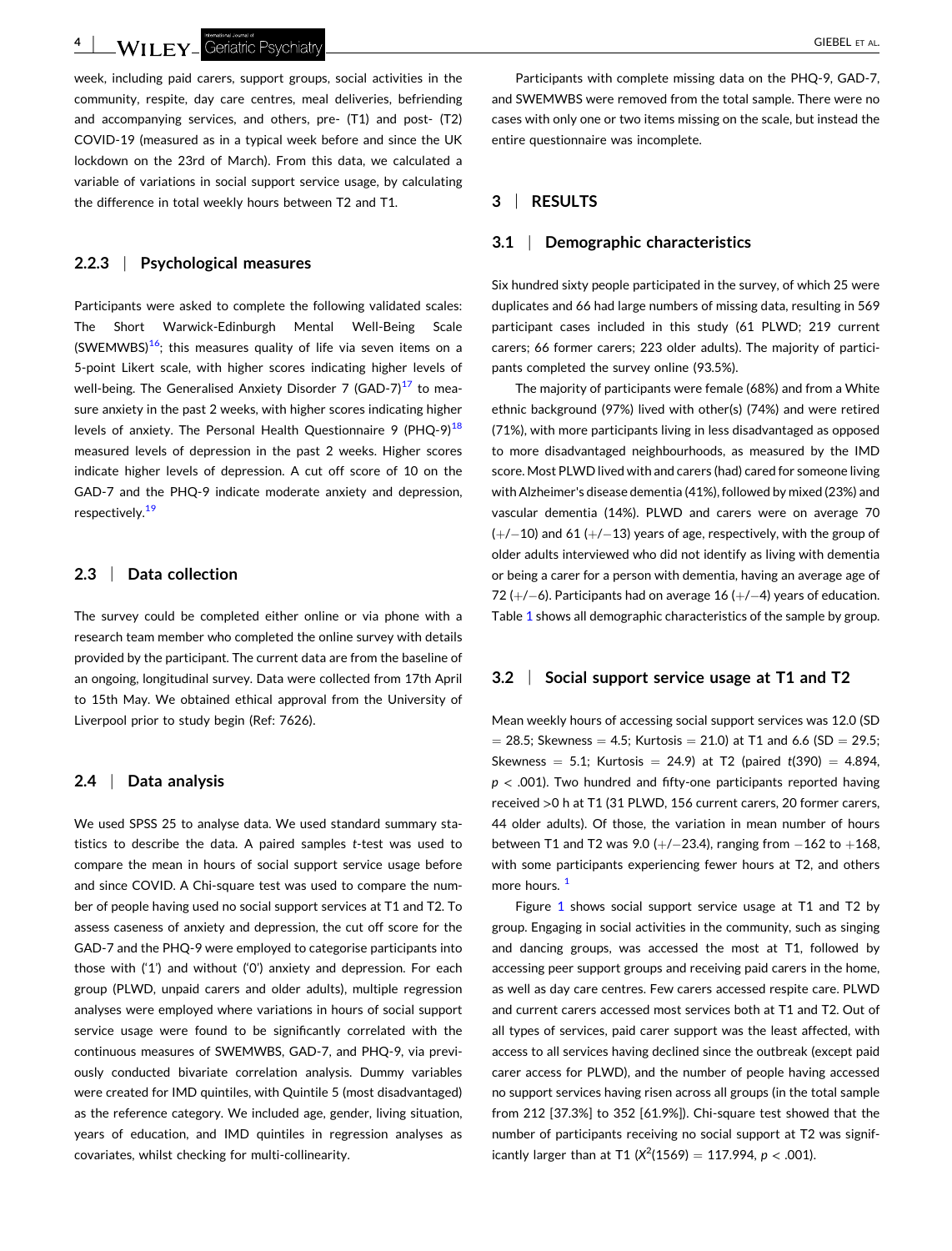week, including paid carers, support groups, social activities in the community, respite, day care centres, meal deliveries, befriending and accompanying services, and others, pre- (T1) and post- (T2) COVID-19 (measured as in a typical week before and since the UK lockdown on the 23rd of March). From this data, we calculated a variable of variations in social support service usage, by calculating the difference in total weekly hours between T2 and T1.

### 2.2.3 | Psychological measures

Participants were asked to complete the following validated scales: The Short Warwick-Edinburgh Mental Well-Being Scale (SWEMWBS)[16]; this measures quality of life via seven items on a 5-point Likert scale, with higher scores indicating higher levels of well-being. The Generalised Anxiety Disorder 7 (GAD-7)[17] to measure anxiety in the past 2 weeks, with higher scores indicating higher levels of anxiety. The Personal Health Questionnaire 9 (PHQ-9)[18] measured levels of depression in the past 2 weeks. Higher scores indicate higher levels of depression. A cut off score of 10 on the GAD-7 and the PHQ-9 indicate moderate anxiety and depression, respectively.[19]

## 2.3 | Data collection

The survey could be completed either online or via phone with a research team member who completed the online survey with details provided by the participant. The current data are from the baseline of an ongoing, longitudinal survey. Data were collected from 17th April to 15th May. We obtained ethical approval from the University of Liverpool prior to study begin (Ref: 7626).

## 2.4 | Data analysis

We used SPSS 25 to analyse data. We used standard summary statistics to describe the data. A paired samples *t*-test was used to compare the mean in hours of social support service usage before and since COVID. A Chi-square test was used to compare the number of people having used no social support services at T1 and T2. To assess caseness of anxiety and depression, the cut off score for the GAD-7 and the PHQ-9 were employed to categorise participants into those with ('1') and without ('0') anxiety and depression. For each group (PLWD, unpaid carers and older adults), multiple regression analyses were employed where variations in hours of social support service usage were found to be significantly correlated with the continuous measures of SWEMWBS, GAD-7, and PHQ-9, via previously conducted bivariate correlation analysis. Dummy variables were created for IMD quintiles, with Quintile 5 (most disadvantaged) as the reference category. We included age, gender, living situation, years of education, and IMD quintiles in regression analyses as covariates, whilst checking for multi-collinearity.

Participants with complete missing data on the PHQ-9, GAD-7, and SWEMWBS were removed from the total sample. There were no cases with only one or two items missing on the scale, but instead the entire questionnaire was incomplete.

# 3 | RESULTS

## 3.1 | Demographic characteristics

Six hundred sixty people participated in the survey, of which 25 were duplicates and 66 had large numbers of missing data, resulting in 569 participant cases included in this study (61 PLWD; 219 current carers; 66 former carers; 223 older adults). The majority of participants completed the survey online (93.5%).

The majority of participants were female (68%) and from a White ethnic background (97%) lived with other(s) (74%) and were retired (71%), with more participants living in less disadvantaged as opposed to more disadvantaged neighbourhoods, as measured by the IMD score. Most PLWD lived with and carers (had) cared for someone living with Alzheimer's disease dementia (41%), followed by mixed (23%) and vascular dementia (14%). PLWD and carers were on average 70 (+/−10) and 61 (+/−13) years of age, respectively, with the group of older adults interviewed who did not identify as living with dementia or being a carer for a person with dementia, having an average age of 72 (+/−6). Participants had on average 16 (+/−4) years of education. Table 1 shows all demographic characteristics of the sample by group.

## 3.2 | Social support service usage at T1 and T2

Mean weekly hours of accessing social support services was 12.0 (SD = 28.5; Skewness = 4.5; Kurtosis = 21.0) at T1 and 6.6 (SD = 29.5; Skewness = 5.1; Kurtosis = 24.9) at T2 (paired $t(390) = 4.894$, $p < .001$). Two hundred and fifty-one participants reported having received >0 h at T1 (31 PLWD, 156 current carers, 20 former carers, 44 older adults). Of those, the variation in mean number of hours between T1 and T2 was 9.0 (+/−23.4), ranging from −162 to +168, with some participants experiencing fewer hours at T2, and others more hours. [1]

Figure 1 shows social support service usage at T1 and T2 by group. Engaging in social activities in the community, such as singing and dancing groups, was accessed the most at T1, followed by accessing peer support groups and receiving paid carers in the home, as well as day care centres. Few carers accessed respite care. PLWD and current carers accessed most services both at T1 and T2. Out of all types of services, paid carer support was the least affected, with access to all services having declined since the outbreak (except paid carer access for PLWD), and the number of people having accessed no support services having risen across all groups (in the total sample from 212 [37.3%] to 352 [61.9%]). Chi-square test showed that the number of participants receiving no social support at T2 was significantly larger than at T1 ($X^2(1569) = 117.994$, $p < .001$).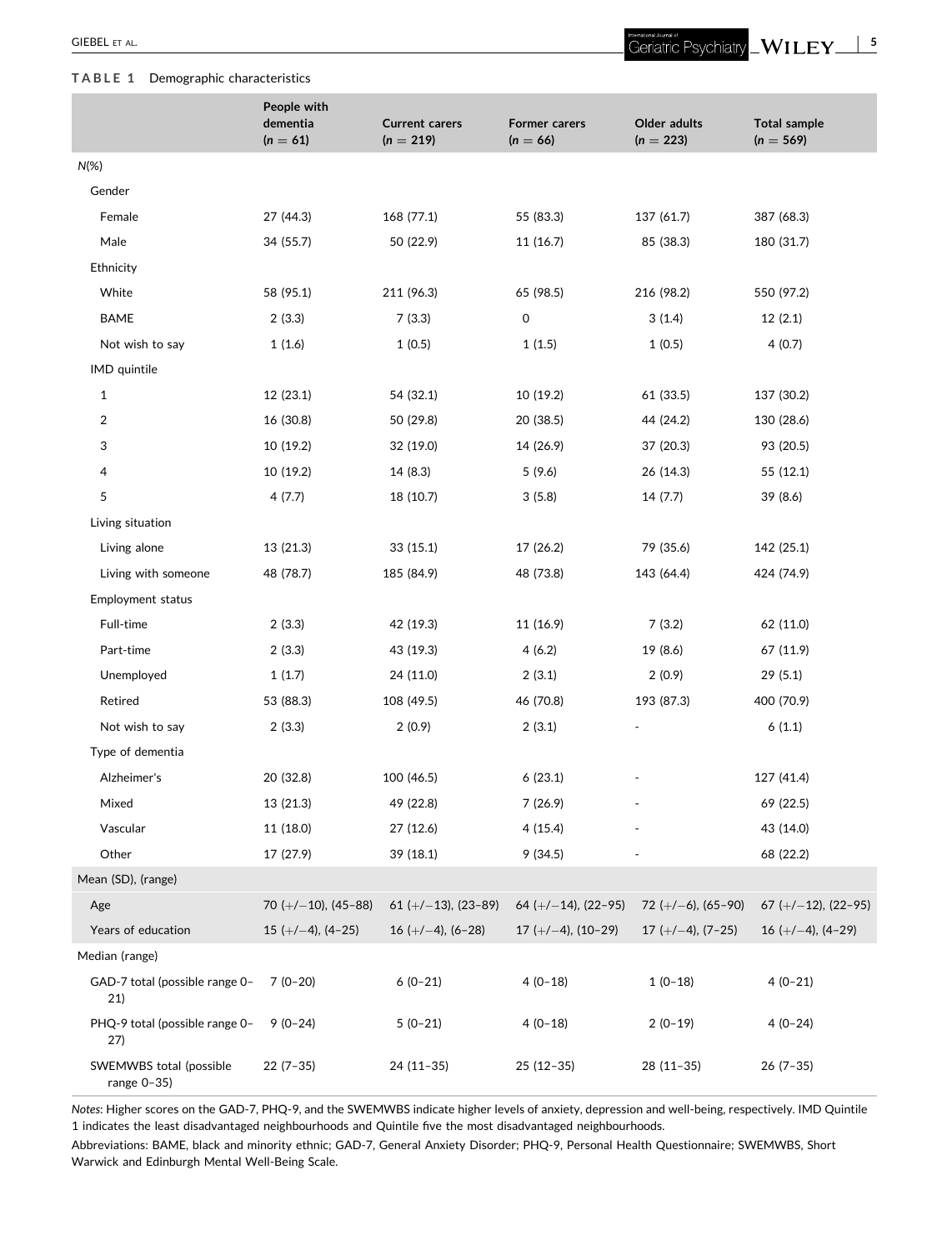**TABLE 1** Demographic characteristics

| | People with dementia ($n = 61$) | Current carers ($n = 219$) | Former carers ($n = 66$) | Older adults ($n = 223$) | Total sample ($n = 569$) |
|---|---|---|---|---|---|
| N(%) | | | | | |
| Gender | | | | | |
| Female | 27 (44.3) | 168 (77.1) | 55 (83.3) | 137 (61.7) | 387 (68.3) |
| Male | 34 (55.7) | 50 (22.9) | 11 (16.7) | 85 (38.3) | 180 (31.7) |
| Ethnicity | | | | | |
| White | 58 (95.1) | 211 (96.3) | 65 (98.5) | 216 (98.2) | 550 (97.2) |
| BAME | 2 (3.3) | 7 (3.3) | 0 | 3 (1.4) | 12 (2.1) |
| Not wish to say | 1 (1.6) | 1 (0.5) | 1 (1.5) | 1 (0.5) | 4 (0.7) |
| IMD quintile | | | | | |
| 1 | 12 (23.1) | 54 (32.1) | 10 (19.2) | 61 (33.5) | 137 (30.2) |
| 2 | 16 (30.8) | 50 (29.8) | 20 (38.5) | 44 (24.2) | 130 (28.6) |
| 3 | 10 (19.2) | 32 (19.0) | 14 (26.9) | 37 (20.3) | 93 (20.5) |
| 4 | 10 (19.2) | 14 (8.3) | 5 (9.6) | 26 (14.3) | 55 (12.1) |
| 5 | 4 (7.7) | 18 (10.7) | 3 (5.8) | 14 (7.7) | 39 (8.6) |
| Living situation | | | | | |
| Living alone | 13 (21.3) | 33 (15.1) | 17 (26.2) | 79 (35.6) | 142 (25.1) |
| Living with someone | 48 (78.7) | 185 (84.9) | 48 (73.8) | 143 (64.4) | 424 (74.9) |
| Employment status | | | | | |
| Full-time | 2 (3.3) | 42 (19.3) | 11 (16.9) | 7 (3.2) | 62 (11.0) |
| Part-time | 2 (3.3) | 43 (19.3) | 4 (6.2) | 19 (8.6) | 67 (11.9) |
| Unemployed | 1 (1.7) | 24 (11.0) | 2 (3.1) | 2 (0.9) | 29 (5.1) |
| Retired | 53 (88.3) | 108 (49.5) | 46 (70.8) | 193 (87.3) | 400 (70.9) |
| Not wish to say | 2 (3.3) | 2 (0.9) | 2 (3.1) | - | 6 (1.1) |
| Type of dementia | | | | | |
| Alzheimer's | 20 (32.8) | 100 (46.5) | 6 (23.1) | - | 127 (41.4) |
| Mixed | 13 (21.3) | 49 (22.8) | 7 (26.9) | - | 69 (22.5) |
| Vascular | 11 (18.0) | 27 (12.6) | 4 (15.4) | - | 43 (14.0) |
| Other | 17 (27.9) | 39 (18.1) | 9 (34.5) | - | 68 (22.2) |
| Mean (SD), (range) | | | | | |
| Age | 70 (+/−10), (45–88) | 61 (+/−13), (23–89) | 64 (+/−14), (22–95) | 72 (+/−6), (65–90) | 67 (+/−12), (22–95) |
| Years of education | 15 (+/−4), (4–25) | 16 (+/−4), (6–28) | 17 (+/−4), (10–29) | 17 (+/−4), (7–25) | 16 (+/−4), (4–29) |
| Median (range) | | | | | |
| GAD-7 total (possible range 0–21) | 7 (0–20) | 6 (0–21) | 4 (0–18) | 1 (0–18) | 4 (0–21) |
| PHQ-9 total (possible range 0–27) | 9 (0–24) | 5 (0–21) | 4 (0–18) | 2 (0–19) | 4 (0–24) |
| SWEMWBS total (possible range 0–35) | 22 (7–35) | 24 (11–35) | 25 (12–35) | 28 (11–35) | 26 (7–35) |

*Notes*: Higher scores on the GAD-7, PHQ-9, and the SWEMWBS indicate higher levels of anxiety, depression and well-being, respectively. IMD Quintile 1 indicates the least disadvantaged neighbourhoods and Quintile five the most disadvantaged neighbourhoods.

Abbreviations: BAME, black and minority ethnic; GAD-7, General Anxiety Disorder; PHQ-9, Personal Health Questionnaire; SWEMWBS, Short Warwick and Edinburgh Mental Well-Being Scale.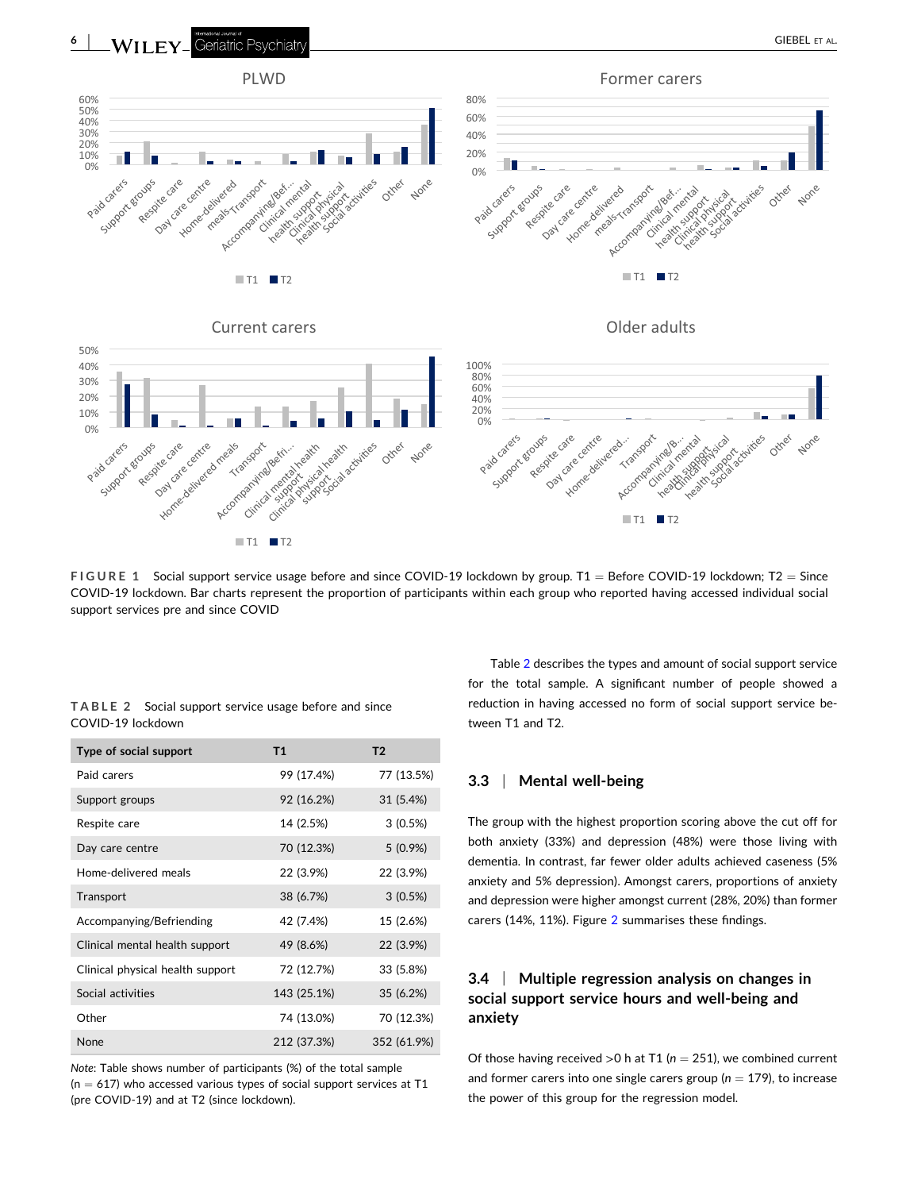FIGURE 1 Social support service usage before and since COVID-19 lockdown by group. T1 = Before COVID-19 lockdown; T2 = Since COVID-19 lockdown. Bar charts represent the proportion of participants within each group who reported having accessed individual social support services pre and since COVID

TABLE 2 Social support service usage before and since COVID-19 lockdown

| Type of social support | T1 | T2 |
|---|---|---|
| Paid carers | 99 (17.4%) | 77 (13.5%) |
| Support groups | 92 (16.2%) | 31 (5.4%) |
| Respite care | 14 (2.5%) | 3 (0.5%) |
| Day care centre | 70 (12.3%) | 5 (0.9%) |
| Home-delivered meals | 22 (3.9%) | 22 (3.9%) |
| Transport | 38 (6.7%) | 3 (0.5%) |
| Accompanying/Befriending | 42 (7.4%) | 15 (2.6%) |
| Clinical mental health support | 49 (8.6%) | 22 (3.9%) |
| Clinical physical health support | 72 (12.7%) | 33 (5.8%) |
| Social activities | 143 (25.1%) | 35 (6.2%) |
| Other | 74 (13.0%) | 70 (12.3%) |
| None | 212 (37.3%) | 352 (61.9%) |

*Note*: Table shows number of participants (%) of the total sample (n = 617) who accessed various types of social support services at T1 (pre COVID-19) and at T2 (since lockdown).

Table 2 describes the types and amount of social support service for the total sample. A significant number of people showed a reduction in having accessed no form of social support service between T1 and T2.

### 3.3 | Mental well-being

The group with the highest proportion scoring above the cut off for both anxiety (33%) and depression (48%) were those living with dementia. In contrast, far fewer older adults achieved caseness (5% anxiety and 5% depression). Amongst carers, proportions of anxiety and depression were higher amongst current (28%, 20%) than former carers (14%, 11%). Figure 2 summarises these findings.

### 3.4 | Multiple regression analysis on changes in social support service hours and well-being and anxiety

Of those having received >0 h at T1 ($n = 251$), we combined current and former carers into one single carers group ($n = 179$), to increase the power of this group for the regression model.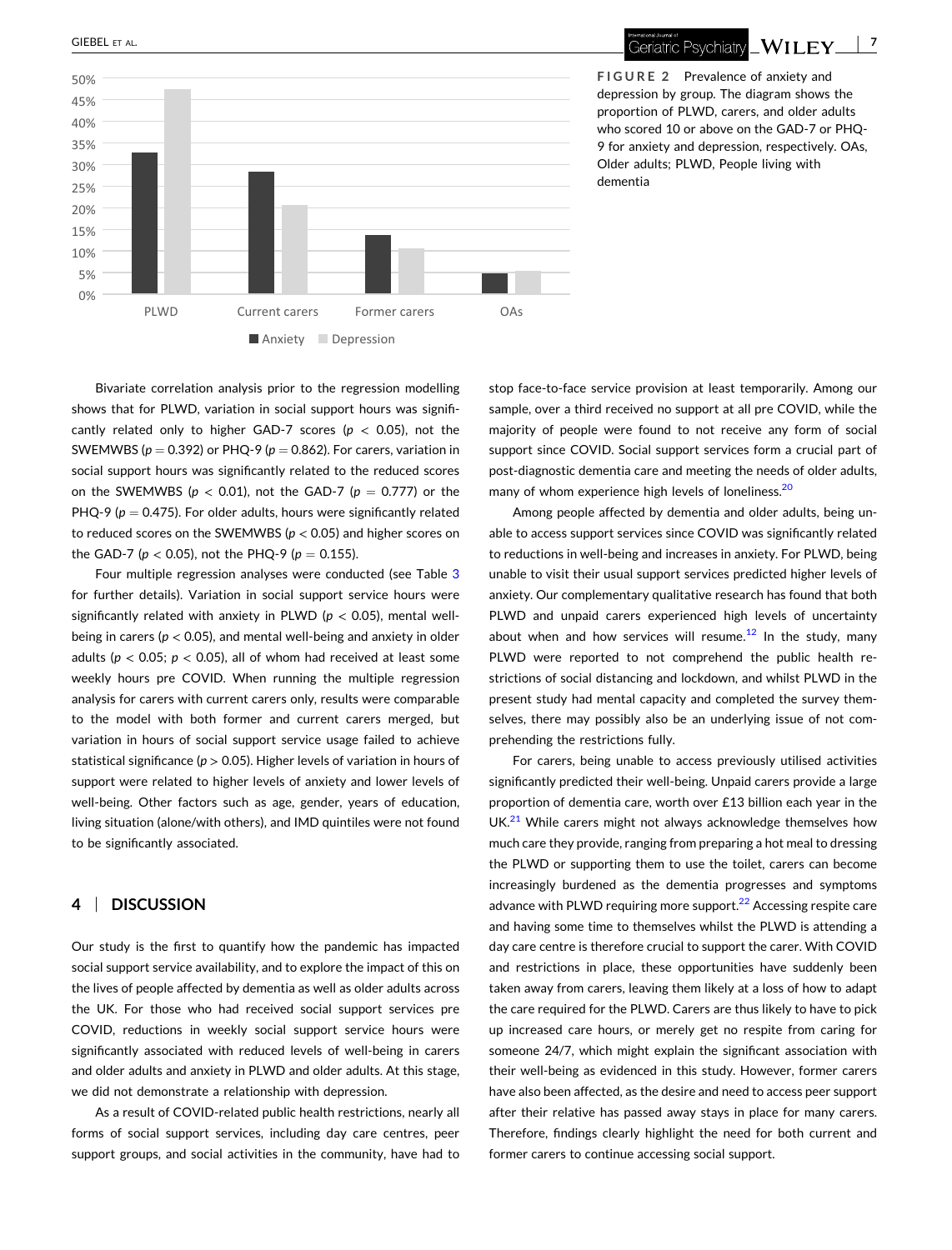FIGURE 2 Prevalence of anxiety and depression by group. The diagram shows the proportion of PLWD, carers, and older adults who scored 10 or above on the GAD-7 or PHQ-9 for anxiety and depression, respectively. OAs, Older adults; PLWD, People living with dementia

Bivariate correlation analysis prior to the regression modelling shows that for PLWD, variation in social support hours was significantly related only to higher GAD-7 scores ($p < 0.05$), not the SWEMWBS ($p = 0.392$) or PHQ-9 ($p = 0.862$). For carers, variation in social support hours was significantly related to the reduced scores on the SWEMWBS ($p < 0.01$), not the GAD-7 ($p = 0.777$) or the PHQ-9 ($p = 0.475$). For older adults, hours were significantly related to reduced scores on the SWEMWBS ($p < 0.05$) and higher scores on the GAD-7 ($p < 0.05$), not the PHQ-9 ($p = 0.155$).

Four multiple regression analyses were conducted (see Table 3 for further details). Variation in social support service hours were significantly related with anxiety in PLWD ($p < 0.05$), mental well-being in carers ($p < 0.05$), and mental well-being and anxiety in older adults ($p < 0.05$; $p < 0.05$), all of whom had received at least some weekly hours pre COVID. When running the multiple regression analysis for carers with current carers only, results were comparable to the model with both former and current carers merged, but variation in hours of social support service usage failed to achieve statistical significance ($p > 0.05$). Higher levels of variation in hours of support were related to higher levels of anxiety and lower levels of well-being. Other factors such as age, gender, years of education, living situation (alone/with others), and IMD quintiles were not found to be significantly associated.

## 4 | DISCUSSION

Our study is the first to quantify how the pandemic has impacted social support service availability, and to explore the impact of this on the lives of people affected by dementia as well as older adults across the UK. For those who had received social support services pre COVID, reductions in weekly social support service hours were significantly associated with reduced levels of well-being in carers and older adults and anxiety in PLWD and older adults. At this stage, we did not demonstrate a relationship with depression.

As a result of COVID-related public health restrictions, nearly all forms of social support services, including day care centres, peer support groups, and social activities in the community, have had to stop face-to-face service provision at least temporarily. Among our sample, over a third received no support at all pre COVID, while the majority of people were found to not receive any form of social support since COVID. Social support services form a crucial part of post-diagnostic dementia care and meeting the needs of older adults, many of whom experience high levels of loneliness.[20]

Among people affected by dementia and older adults, being unable to access support services since COVID was significantly related to reductions in well-being and increases in anxiety. For PLWD, being unable to visit their usual support services predicted higher levels of anxiety. Our complementary qualitative research has found that both PLWD and unpaid carers experienced high levels of uncertainty about when and how services will resume.[12] In the study, many PLWD were reported to not comprehend the public health restrictions of social distancing and lockdown, and whilst PLWD in the present study had mental capacity and completed the survey themselves, there may possibly also be an underlying issue of not comprehending the restrictions fully.

For carers, being unable to access previously utilised activities significantly predicted their well-being. Unpaid carers provide a large proportion of dementia care, worth over £13 billion each year in the UK.[21] While carers might not always acknowledge themselves how much care they provide, ranging from preparing a hot meal to dressing the PLWD or supporting them to use the toilet, carers can become increasingly burdened as the dementia progresses and symptoms advance with PLWD requiring more support.[22] Accessing respite care and having some time to themselves whilst the PLWD is attending a day care centre is therefore crucial to support the carer. With COVID and restrictions in place, these opportunities have suddenly been taken away from carers, leaving them likely at a loss of how to adapt the care required for the PLWD. Carers are thus likely to have to pick up increased care hours, or merely get no respite from caring for someone 24/7, which might explain the significant association with their well-being as evidenced in this study. However, former carers have also been affected, as the desire and need to access peer support after their relative has passed away stays in place for many carers. Therefore, findings clearly highlight the need for both current and former carers to continue accessing social support.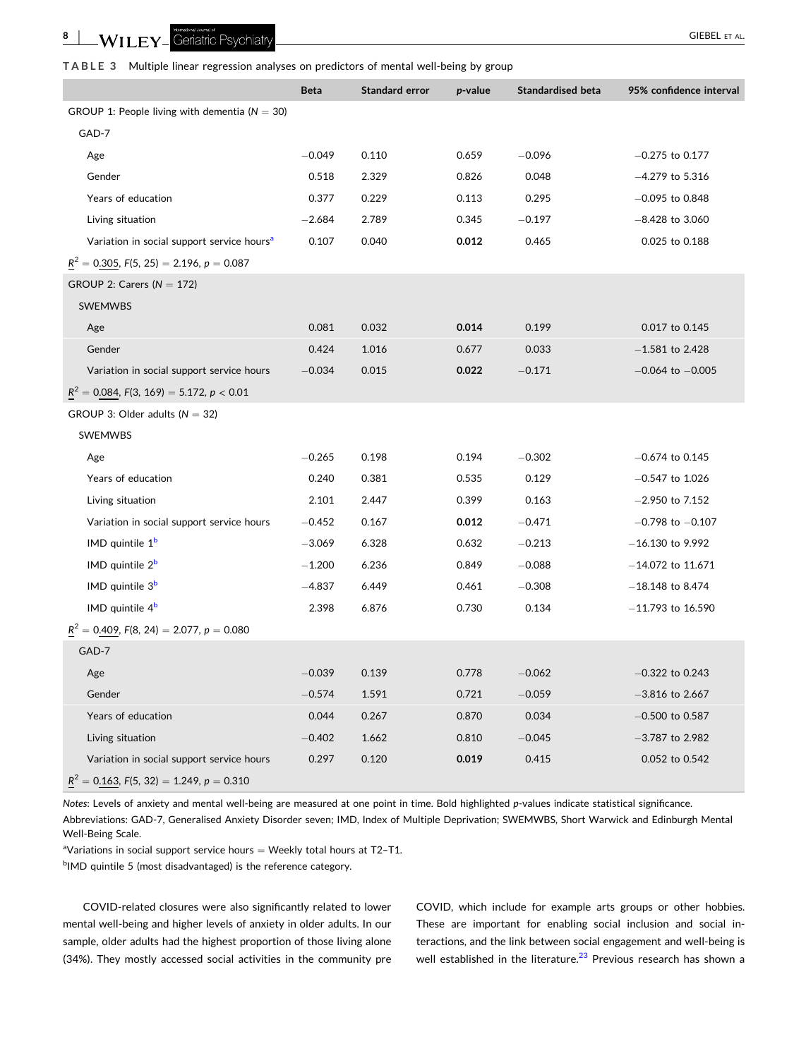**TABLE 3** Multiple linear regression analyses on predictors of mental well-being by group

| | Beta | Standard error | *p*-value | Standardised beta | 95% confidence interval |
|---|---|---|---|---|---|
| GROUP 1: People living with dementia ($N = 30$) | | | | | |
| GAD-7 | | | | | |
| Age | −0.049 | 0.110 | 0.659 | −0.096 | −0.275 to 0.177 |
| Gender | 0.518 | 2.329 | 0.826 | 0.048 | −4.279 to 5.316 |
| Years of education | 0.377 | 0.229 | 0.113 | 0.295 | −0.095 to 0.848 |
| Living situation | −2.684 | 2.789 | 0.345 | −0.197 | −8.428 to 3.060 |
| Variation in social support service hours[a] | 0.107 | 0.040 | **0.012** | 0.465 | 0.025 to 0.188 |
| $\underline{R}^2 = 0.305$, $F(5, 25) = 2.196$, $p = 0.087$ | | | | | |
| GROUP 2: Carers ($N = 172$) | | | | | |
| SWEMWBS | | | | | |
| Age | 0.081 | 0.032 | **0.014** | 0.199 | 0.017 to 0.145 |
| Gender | 0.424 | 1.016 | 0.677 | 0.033 | −1.581 to 2.428 |
| Variation in social support service hours | −0.034 | 0.015 | **0.022** | −0.171 | −0.064 to −0.005 |
| $\underline{R}^2 = 0.084$, $F(3, 169) = 5.172$, $p < 0.01$ | | | | | |
| GROUP 3: Older adults ($N = 32$) | | | | | |
| SWEMWBS | | | | | |
| Age | −0.265 | 0.198 | 0.194 | −0.302 | −0.674 to 0.145 |
| Years of education | 0.240 | 0.381 | 0.535 | 0.129 | −0.547 to 1.026 |
| Living situation | 2.101 | 2.447 | 0.399 | 0.163 | −2.950 to 7.152 |
| Variation in social support service hours | −0.452 | 0.167 | **0.012** | −0.471 | −0.798 to −0.107 |
| IMD quintile 1[b] | −3.069 | 6.328 | 0.632 | −0.213 | −16.130 to 9.992 |
| IMD quintile 2[b] | −1.200 | 6.236 | 0.849 | −0.088 | −14.072 to 11.671 |
| IMD quintile 3[b] | −4.837 | 6.449 | 0.461 | −0.308 | −18.148 to 8.474 |
| IMD quintile 4[b] | 2.398 | 6.876 | 0.730 | 0.134 | −11.793 to 16.590 |
| $\underline{R}^2 = 0.409$, $F(8, 24) = 2.077$, $p = 0.080$ | | | | | |
| GAD-7 | | | | | |
| Age | −0.039 | 0.139 | 0.778 | −0.062 | −0.322 to 0.243 |
| Gender | −0.574 | 1.591 | 0.721 | −0.059 | −3.816 to 2.667 |
| Years of education | 0.044 | 0.267 | 0.870 | 0.034 | −0.500 to 0.587 |
| Living situation | −0.402 | 1.662 | 0.810 | −0.045 | −3.787 to 2.982 |
| Variation in social support service hours | 0.297 | 0.120 | **0.019** | 0.415 | 0.052 to 0.542 |
| $\underline{R}^2 = 0.163$, $F(5, 32) = 1.249$, $p = 0.310$ | | | | | |

*Notes*: Levels of anxiety and mental well-being are measured at one point in time. Bold highlighted *p*-values indicate statistical significance.

Abbreviations: GAD-7, Generalised Anxiety Disorder seven; IMD, Index of Multiple Deprivation; SWEMWBS, Short Warwick and Edinburgh Mental Well-Being Scale.

[a]Variations in social support service hours = Weekly total hours at T2–T1.

[b]IMD quintile 5 (most disadvantaged) is the reference category.

COVID-related closures were also significantly related to lower mental well-being and higher levels of anxiety in older adults. In our sample, older adults had the highest proportion of those living alone (34%). They mostly accessed social activities in the community pre COVID, which include for example arts groups or other hobbies. These are important for enabling social inclusion and social interactions, and the link between social engagement and well-being is well established in the literature.[23] Previous research has shown a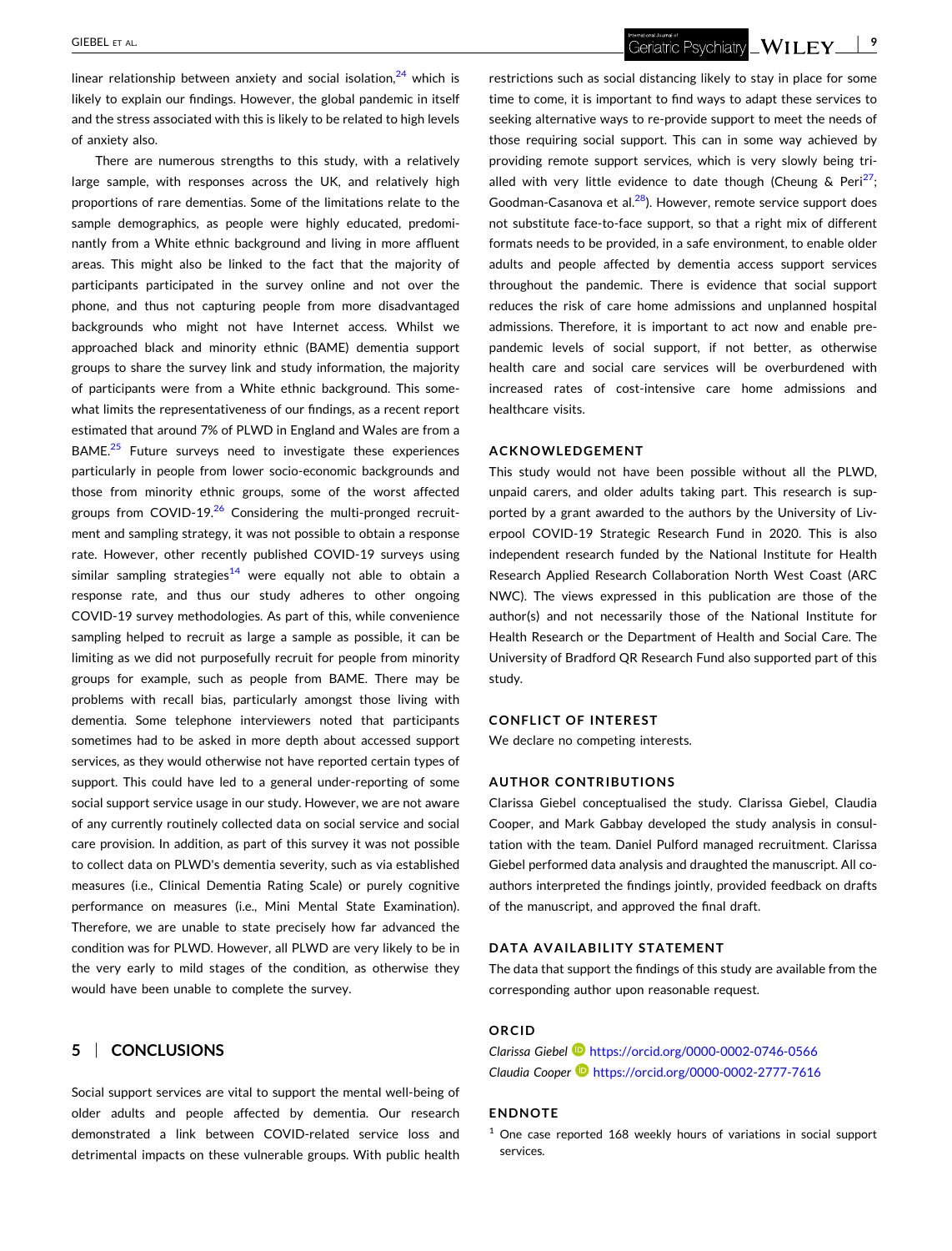linear relationship between anxiety and social isolation,[24] which is likely to explain our findings. However, the global pandemic in itself and the stress associated with this is likely to be related to high levels of anxiety also.

There are numerous strengths to this study, with a relatively large sample, with responses across the UK, and relatively high proportions of rare dementias. Some of the limitations relate to the sample demographics, as people were highly educated, predominantly from a White ethnic background and living in more affluent areas. This might also be linked to the fact that the majority of participants participated in the survey online and not over the phone, and thus not capturing people from more disadvantaged backgrounds who might not have Internet access. Whilst we approached black and minority ethnic (BAME) dementia support groups to share the survey link and study information, the majority of participants were from a White ethnic background. This somewhat limits the representativeness of our findings, as a recent report estimated that around 7% of PLWD in England and Wales are from a BAME.[25] Future surveys need to investigate these experiences particularly in people from lower socio-economic backgrounds and those from minority ethnic groups, some of the worst affected groups from COVID-19.[26] Considering the multi-pronged recruitment and sampling strategy, it was not possible to obtain a response rate. However, other recently published COVID-19 surveys using similar sampling strategies[14] were equally not able to obtain a response rate, and thus our study adheres to other ongoing COVID-19 survey methodologies. As part of this, while convenience sampling helped to recruit as large a sample as possible, it can be limiting as we did not purposefully recruit for people from minority groups for example, such as people from BAME. There may be problems with recall bias, particularly amongst those living with dementia. Some telephone interviewers noted that participants sometimes had to be asked in more depth about accessed support services, as they would otherwise not have reported certain types of support. This could have led to a general under-reporting of some social support service usage in our study. However, we are not aware of any currently routinely collected data on social service and social care provision. In addition, as part of this survey it was not possible to collect data on PLWD's dementia severity, such as via established measures (i.e., Clinical Dementia Rating Scale) or purely cognitive performance on measures (i.e., Mini Mental State Examination). Therefore, we are unable to state precisely how far advanced the condition was for PLWD. However, all PLWD are very likely to be in the very early to mild stages of the condition, as otherwise they would have been unable to complete the survey.

## 5 | CONCLUSIONS

Social support services are vital to support the mental well-being of older adults and people affected by dementia. Our research demonstrated a link between COVID-related service loss and detrimental impacts on these vulnerable groups. With public health restrictions such as social distancing likely to stay in place for some time to come, it is important to find ways to adapt these services to seeking alternative ways to re-provide support to meet the needs of those requiring social support. This can in some way achieved by providing remote support services, which is very slowly being trialled with very little evidence to date though (Cheung & Peri[27]; Goodman-Casanova et al.[28]). However, remote service support does not substitute face-to-face support, so that a right mix of different formats needs to be provided, in a safe environment, to enable older adults and people affected by dementia access support services throughout the pandemic. There is evidence that social support reduces the risk of care home admissions and unplanned hospital admissions. Therefore, it is important to act now and enable pre-pandemic levels of social support, if not better, as otherwise health care and social care services will be overburdened with increased rates of cost-intensive care home admissions and healthcare visits.

## ACKNOWLEDGEMENT

This study would not have been possible without all the PLWD, unpaid carers, and older adults taking part. This research is supported by a grant awarded to the authors by the University of Liverpool COVID-19 Strategic Research Fund in 2020. This is also independent research funded by the National Institute for Health Research Applied Research Collaboration North West Coast (ARC NWC). The views expressed in this publication are those of the author(s) and not necessarily those of the National Institute for Health Research or the Department of Health and Social Care. The University of Bradford QR Research Fund also supported part of this study.

## CONFLICT OF INTEREST

We declare no competing interests.

## AUTHOR CONTRIBUTIONS

Clarissa Giebel conceptualised the study. Clarissa Giebel, Claudia Cooper, and Mark Gabbay developed the study analysis in consultation with the team. Daniel Pulford managed recruitment. Clarissa Giebel performed data analysis and draughted the manuscript. All co-authors interpreted the findings jointly, provided feedback on drafts of the manuscript, and approved the final draft.

## DATA AVAILABILITY STATEMENT

The data that support the findings of this study are available from the corresponding author upon reasonable request.

## ORCID

*Clarissa Giebel* https://orcid.org/0000-0002-0746-0566
*Claudia Cooper* https://orcid.org/0000-0002-2777-7616

## ENDNOTE

[1] One case reported 168 weekly hours of variations in social support services.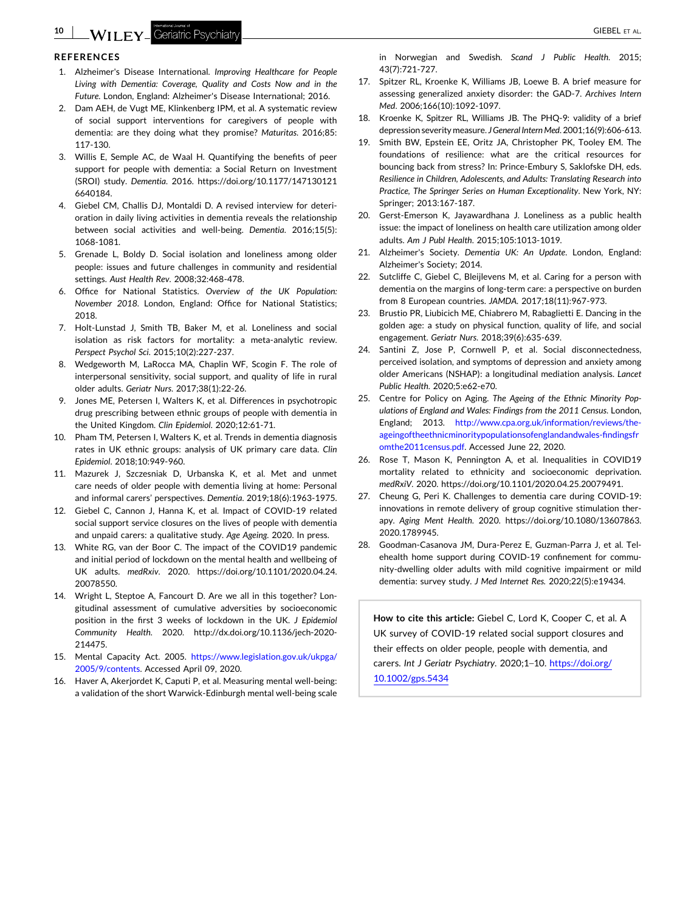## REFERENCES

1. Alzheimer's Disease International. *Improving Healthcare for People Living with Dementia: Coverage, Quality and Costs Now and in the Future*. London, England: Alzheimer's Disease International; 2016.
2. Dam AEH, de Vugt ME, Klinkenberg IPM, et al. A systematic review of social support interventions for caregivers of people with dementia: are they doing what they promise? *Maturitas*. 2016;85: 117-130.
3. Willis E, Semple AC, de Waal H. Quantifying the benefits of peer support for people with dementia: a Social Return on Investment (SROI) study. *Dementia*. 2016. https://doi.org/10.1177/1471301216640184.
4. Giebel CM, Challis DJ, Montaldi D. A revised interview for deterioration in daily living activities in dementia reveals the relationship between social activities and well-being. *Dementia*. 2016;15(5): 1068-1081.
5. Grenade L, Boldy D. Social isolation and loneliness among older people: issues and future challenges in community and residential settings. *Aust Health Rev*. 2008;32:468-478.
6. Office for National Statistics. *Overview of the UK Population: November 2018*. London, England: Office for National Statistics; 2018.
7. Holt-Lunstad J, Smith TB, Baker M, et al. Loneliness and social isolation as risk factors for mortality: a meta-analytic review. *Perspect Psychol Sci*. 2015;10(2):227-237.
8. Wedgeworth M, LaRocca MA, Chaplin WF, Scogin F. The role of interpersonal sensitivity, social support, and quality of life in rural older adults. *Geriatr Nurs*. 2017;38(1):22-26.
9. Jones ME, Petersen I, Walters K, et al. Differences in psychotropic drug prescribing between ethnic groups of people with dementia in the United Kingdom. *Clin Epidemiol*. 2020;12:61-71.
10. Pham TM, Petersen I, Walters K, et al. Trends in dementia diagnosis rates in UK ethnic groups: analysis of UK primary care data. *Clin Epidemiol*. 2018;10:949-960.
11. Mazurek J, Szczesniak D, Urbanska K, et al. Met and unmet care needs of older people with dementia living at home: Personal and informal carers' perspectives. *Dementia*. 2019;18(6):1963-1975.
12. Giebel C, Cannon J, Hanna K, et al. Impact of COVID-19 related social support service closures on the lives of people with dementia and unpaid carers: a qualitative study. *Age Ageing*. 2020. In press.
13. White RG, van der Boor C. The impact of the COVID19 pandemic and initial period of lockdown on the mental health and wellbeing of UK adults. *medRxiv*. 2020. https://doi.org/10.1101/2020.04.24.20078550.
14. Wright L, Steptoe A, Fancourt D. Are we all in this together? Longitudinal assessment of cumulative adversities by socioeconomic position in the first 3 weeks of lockdown in the UK. *J Epidemiol Community Health*. 2020. http://dx.doi.org/10.1136/jech-2020-214475.
15. Mental Capacity Act. 2005. https://www.legislation.gov.uk/ukpga/2005/9/contents. Accessed April 09, 2020.
16. Haver A, Akerjordet K, Caputi P, et al. Measuring mental well-being: a validation of the short Warwick-Edinburgh mental well-being scale in Norwegian and Swedish. *Scand J Public Health*. 2015; 43(7):721-727.
17. Spitzer RL, Kroenke K, Williams JB, Loewe B. A brief measure for assessing generalized anxiety disorder: the GAD-7. *Archives Intern Med*. 2006;166(10):1092-1097.
18. Kroenke K, Spitzer RL, Williams JB. The PHQ-9: validity of a brief depression severity measure. *J General Intern Med*. 2001;16(9):606-613.
19. Smith BW, Epstein EE, Oritz JA, Christopher PK, Tooley EM. The foundations of resilience: what are the critical resources for bouncing back from stress? In: Prince-Embury S, Saklofske DH, eds. *Resilience in Children, Adolescents, and Adults: Translating Research into Practice, The Springer Series on Human Exceptionality*. New York, NY: Springer; 2013:167-187.
20. Gerst-Emerson K, Jayawardhana J. Loneliness as a public health issue: the impact of loneliness on health care utilization among older adults. *Am J Publ Health*. 2015;105:1013-1019.
21. Alzheimer's Society. *Dementia UK: An Update*. London, England: Alzheimer's Society; 2014.
22. Sutcliffe C, Giebel C, Bleijlevens M, et al. Caring for a person with dementia on the margins of long-term care: a perspective on burden from 8 European countries. *JAMDA*. 2017;18(11):967-973.
23. Brustio PR, Liubicich ME, Chiabrero M, Rabaglietti E. Dancing in the golden age: a study on physical function, quality of life, and social engagement. *Geriatr Nurs*. 2018;39(6):635-639.
24. Santini Z, Jose P, Cornwell P, et al. Social disconnectedness, perceived isolation, and symptoms of depression and anxiety among older Americans (NSHAP): a longitudinal mediation analysis. *Lancet Public Health*. 2020;5:e62-e70.
25. Centre for Policy on Aging. *The Ageing of the Ethnic Minority Populations of England and Wales: Findings from the 2011 Census*. London, England; 2013. http://www.cpa.org.uk/information/reviews/the-ageingoftheethnicminoritypopulationsofenglandandwales-findingsfromthe2011census.pdf. Accessed June 22, 2020.
26. Rose T, Mason K, Pennington A, et al. Inequalities in COVID19 mortality related to ethnicity and socioeconomic deprivation. *medRxiV*. 2020. https://doi.org/10.1101/2020.04.25.20079491.
27. Cheung G, Peri K. Challenges to dementia care during COVID-19: innovations in remote delivery of group cognitive stimulation therapy. *Aging Ment Health*. 2020. https://doi.org/10.1080/13607863.2020.1789945.
28. Goodman-Casanova JM, Dura-Perez E, Guzman-Parra J, et al. Telehealth home support during COVID-19 confinement for community-dwelling older adults with mild cognitive impairment or mild dementia: survey study. *J Med Internet Res*. 2020;22(5):e19434.

**How to cite this article:** Giebel C, Lord K, Cooper C, et al. A UK survey of COVID-19 related social support closures and their effects on older people, people with dementia, and carers. *Int J Geriatr Psychiatry*. 2020;1–10. https://doi.org/10.1002/gps.5434